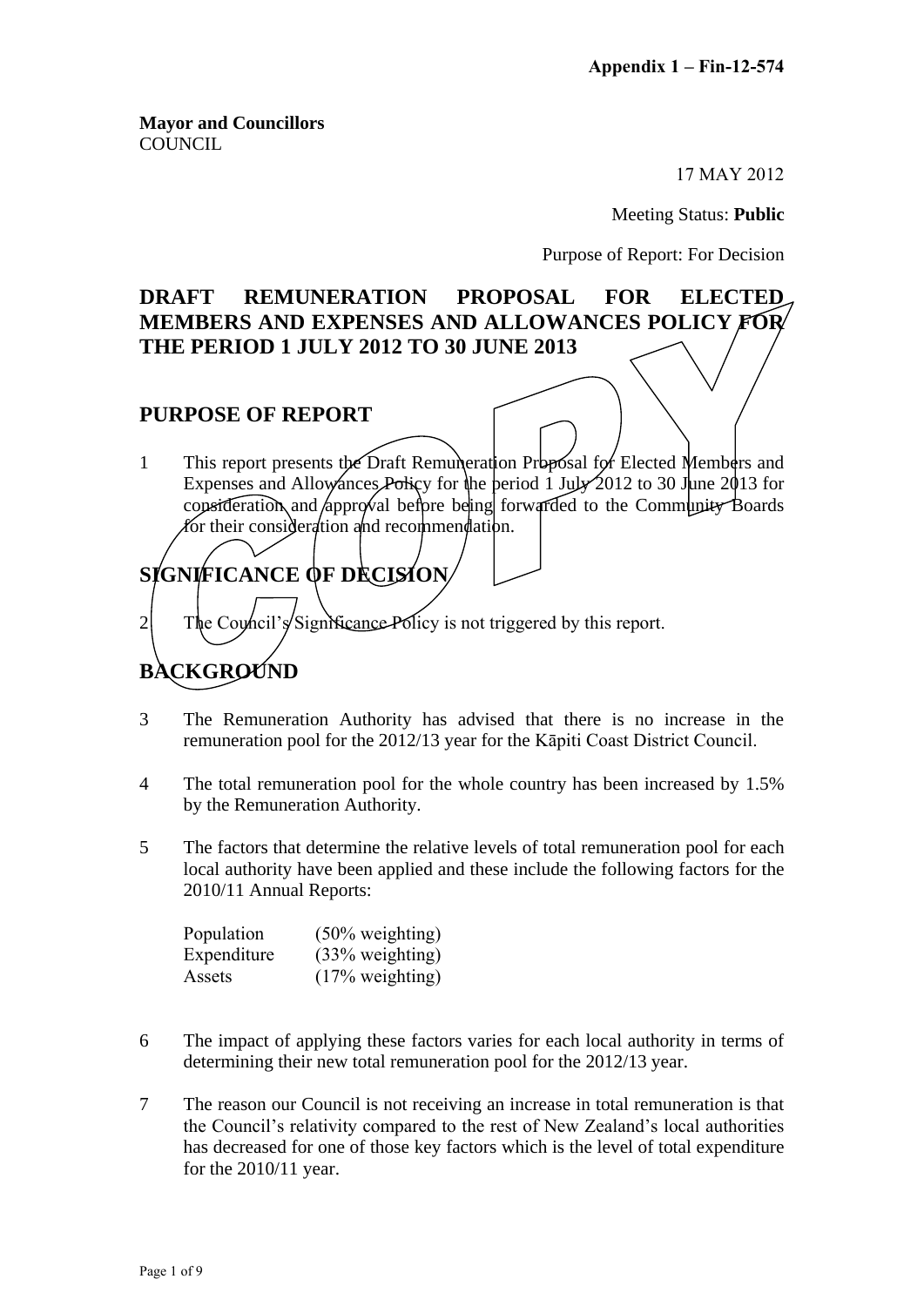**Appendix 1 – Fin-12-574**

**Mayor and Councillors**
COUNCIL

17 MAY 2012

Meeting Status: **Public**

Purpose of Report: For Decision

# DRAFT REMUNERATION PROPOSAL FOR ELECTED MEMBERS AND EXPENSES AND ALLOWANCES POLICY FOR THE PERIOD 1 JULY 2012 TO 30 JUNE 2013

## PURPOSE OF REPORT

1 This report presents the Draft Remuneration Proposal for Elected Members and Expenses and Allowances Policy for the period 1 July 2012 to 30 June 2013 for consideration and approval before being forwarded to the Community Boards for their consideration and recommendation.

## SIGNIFICANCE OF DECISION

2 The Council's Significance Policy is not triggered by this report.

## BACKGROUND

3 The Remuneration Authority has advised that there is no increase in the remuneration pool for the 2012/13 year for the Kāpiti Coast District Council.

4 The total remuneration pool for the whole country has been increased by 1.5% by the Remuneration Authority.

5 The factors that determine the relative levels of total remuneration pool for each local authority have been applied and these include the following factors for the 2010/11 Annual Reports:

| | |
|---|---|
| Population | (50% weighting) |
| Expenditure | (33% weighting) |
| Assets | (17% weighting) |

6 The impact of applying these factors varies for each local authority in terms of determining their new total remuneration pool for the 2012/13 year.

7 The reason our Council is not receiving an increase in total remuneration is that the Council's relativity compared to the rest of New Zealand's local authorities has decreased for one of those key factors which is the level of total expenditure for the 2010/11 year.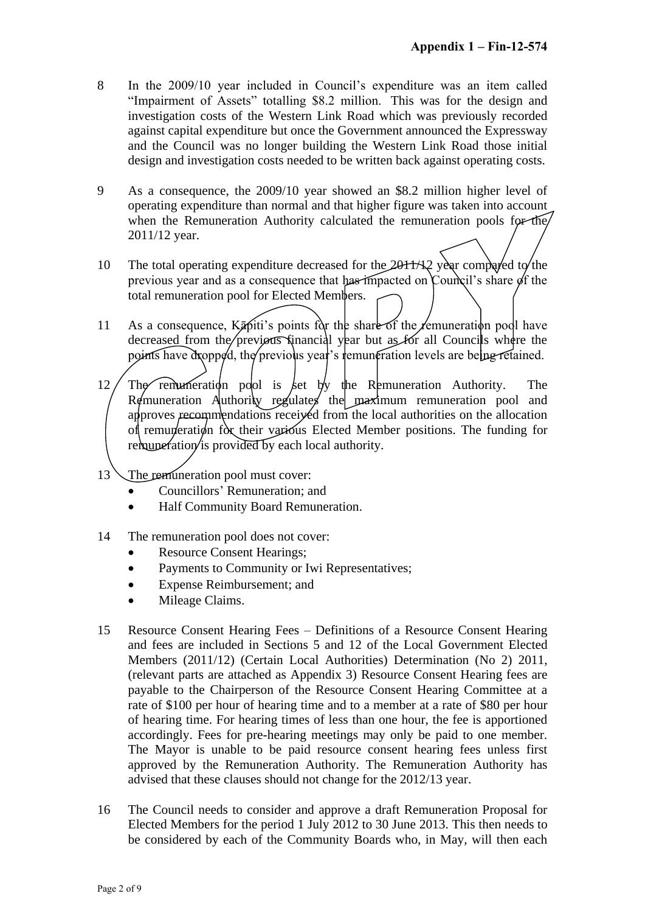**Appendix 1 – Fin-12-574**

8 In the 2009/10 year included in Council's expenditure was an item called "Impairment of Assets" totalling \$8.2 million. This was for the design and investigation costs of the Western Link Road which was previously recorded against capital expenditure but once the Government announced the Expressway and the Council was no longer building the Western Link Road those initial design and investigation costs needed to be written back against operating costs.

9 As a consequence, the 2009/10 year showed an \$8.2 million higher level of operating expenditure than normal and that higher figure was taken into account when the Remuneration Authority calculated the remuneration pools for the 2011/12 year.

10 The total operating expenditure decreased for the 2011/12 year compared to the previous year and as a consequence that has impacted on Council's share of the total remuneration pool for Elected Members.

11 As a consequence, Kāpiti's points for the share of the remuneration pool have decreased from the previous financial year but as for all Councils where the points have dropped, the previous year's remuneration levels are being retained.

12 The remuneration pool is set by the Remuneration Authority. The Remuneration Authority regulates the maximum remuneration pool and approves recommendations received from the local authorities on the allocation of remuneration for their various Elected Member positions. The funding for remuneration is provided by each local authority.

13 The remuneration pool must cover:

- Councillors' Remuneration; and
- Half Community Board Remuneration.

14 The remuneration pool does not cover:

- Resource Consent Hearings;
- Payments to Community or Iwi Representatives;
- Expense Reimbursement; and
- Mileage Claims.

15 Resource Consent Hearing Fees – Definitions of a Resource Consent Hearing and fees are included in Sections 5 and 12 of the Local Government Elected Members (2011/12) (Certain Local Authorities) Determination (No 2) 2011, (relevant parts are attached as Appendix 3) Resource Consent Hearing fees are payable to the Chairperson of the Resource Consent Hearing Committee at a rate of \$100 per hour of hearing time and to a member at a rate of \$80 per hour of hearing time. For hearing times of less than one hour, the fee is apportioned accordingly. Fees for pre-hearing meetings may only be paid to one member. The Mayor is unable to be paid resource consent hearing fees unless first approved by the Remuneration Authority. The Remuneration Authority has advised that these clauses should not change for the 2012/13 year.

16 The Council needs to consider and approve a draft Remuneration Proposal for Elected Members for the period 1 July 2012 to 30 June 2013. This then needs to be considered by each of the Community Boards who, in May, will then each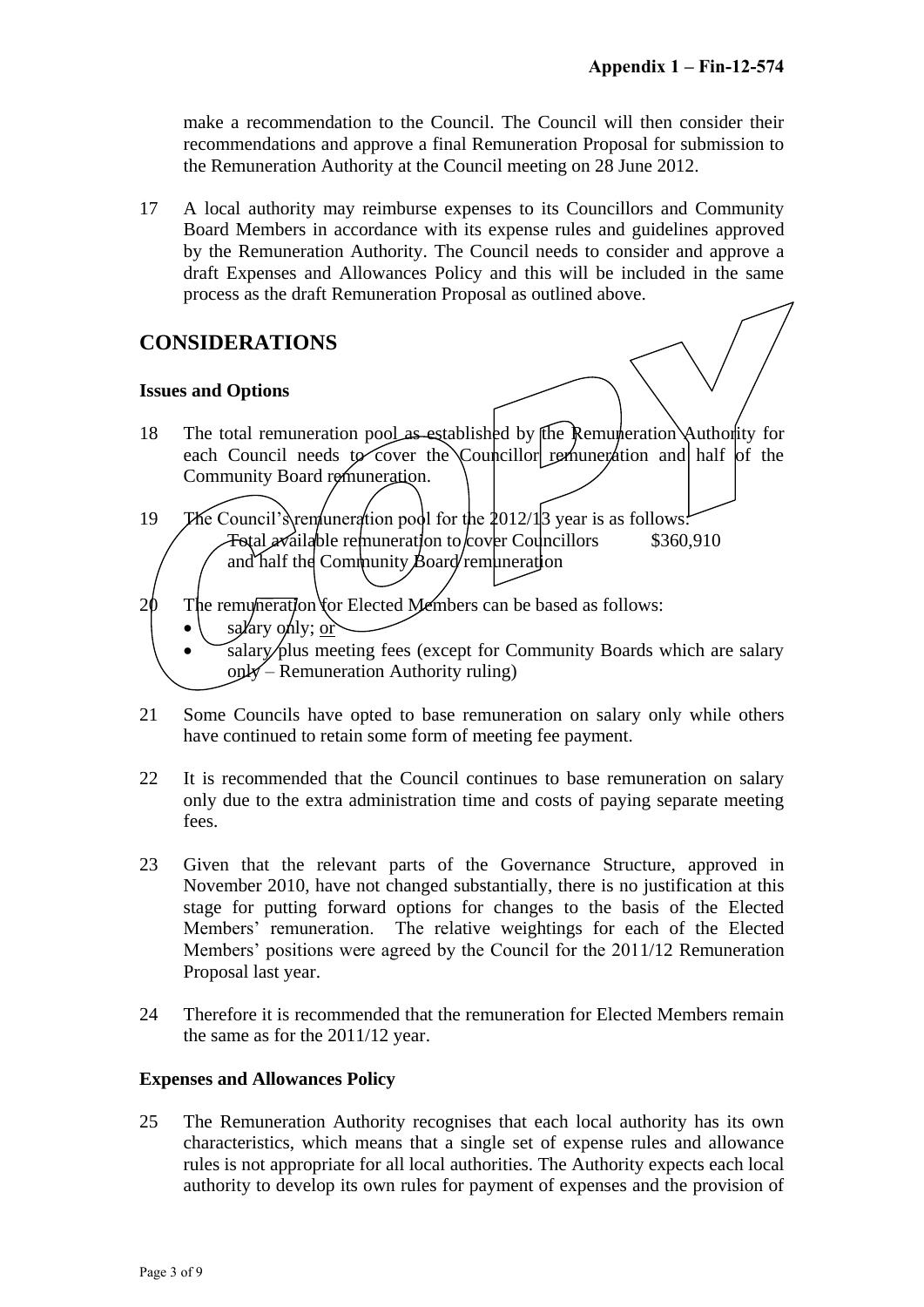make a recommendation to the Council. The Council will then consider their recommendations and approve a final Remuneration Proposal for submission to the Remuneration Authority at the Council meeting on 28 June 2012.

17 A local authority may reimburse expenses to its Councillors and Community Board Members in accordance with its expense rules and guidelines approved by the Remuneration Authority. The Council needs to consider and approve a draft Expenses and Allowances Policy and this will be included in the same process as the draft Remuneration Proposal as outlined above.

## CONSIDERATIONS

### Issues and Options

18 The total remuneration pool as established by the Remuneration Authority for each Council needs to cover the Councillor remuneration and half of the Community Board remuneration.

19 The Council's remuneration pool for the 2012/13 year is as follows:

| | |
|---|---|
| Total available remuneration to cover Councillors and half the Community Board remuneration | $360,910 |

20 The remuneration for Elected Members can be based as follows:

- salary only; or
- salary plus meeting fees (except for Community Boards which are salary only – Remuneration Authority ruling)

21 Some Councils have opted to base remuneration on salary only while others have continued to retain some form of meeting fee payment.

22 It is recommended that the Council continues to base remuneration on salary only due to the extra administration time and costs of paying separate meeting fees.

23 Given that the relevant parts of the Governance Structure, approved in November 2010, have not changed substantially, there is no justification at this stage for putting forward options for changes to the basis of the Elected Members' remuneration. The relative weightings for each of the Elected Members' positions were agreed by the Council for the 2011/12 Remuneration Proposal last year.

24 Therefore it is recommended that the remuneration for Elected Members remain the same as for the 2011/12 year.

### Expenses and Allowances Policy

25 The Remuneration Authority recognises that each local authority has its own characteristics, which means that a single set of expense rules and allowance rules is not appropriate for all local authorities. The Authority expects each local authority to develop its own rules for payment of expenses and the provision of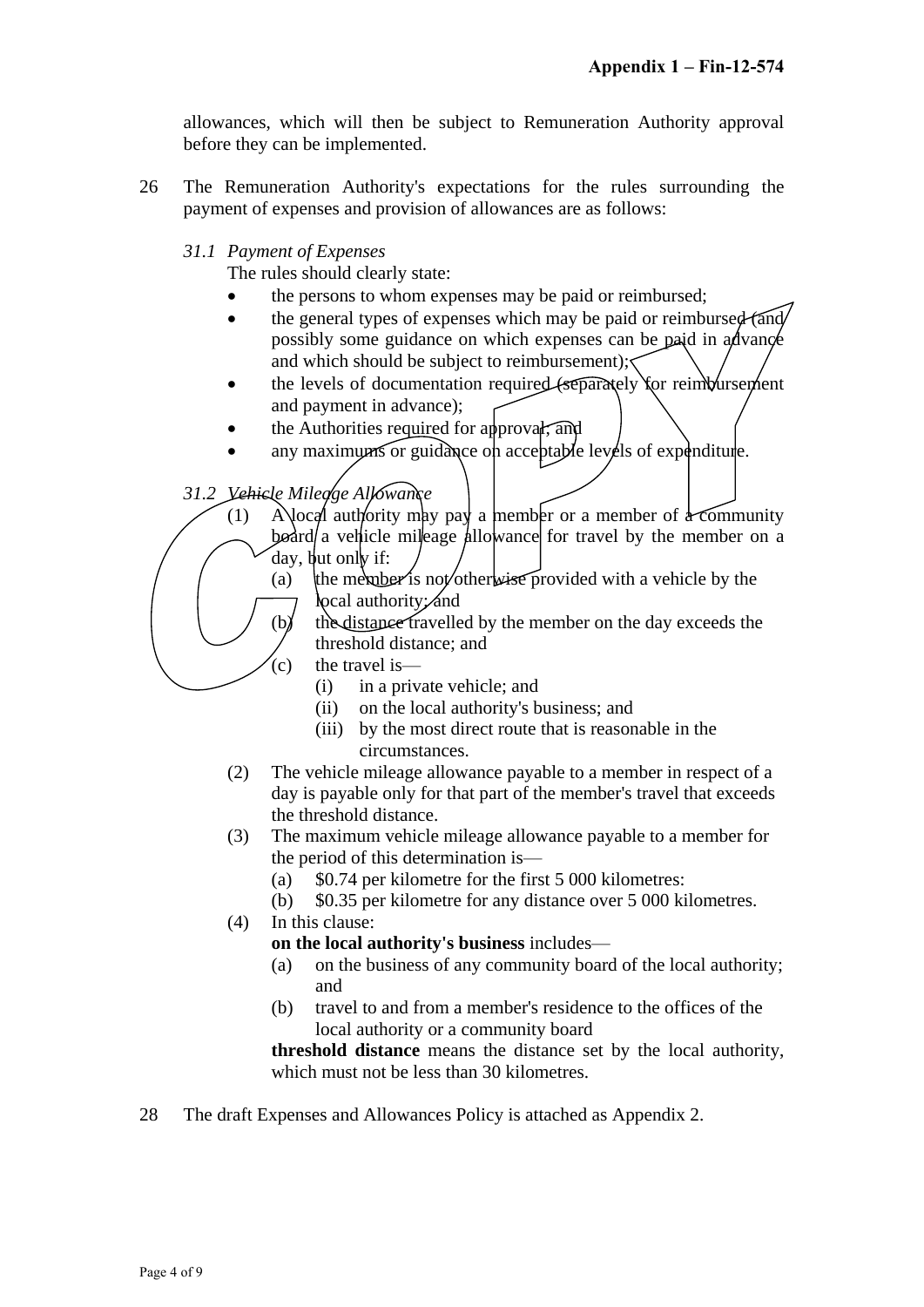allowances, which will then be subject to Remuneration Authority approval before they can be implemented.

26 The Remuneration Authority's expectations for the rules surrounding the payment of expenses and provision of allowances are as follows:

*31.1 Payment of Expenses*

The rules should clearly state:

- the persons to whom expenses may be paid or reimbursed;
- the general types of expenses which may be paid or reimbursed (and possibly some guidance on which expenses can be paid in advance and which should be subject to reimbursement);
- the levels of documentation required (separately for reimbursement and payment in advance);
- the Authorities required for approval; and
- any maximums or guidance on acceptable levels of expenditure.

*31.2 Vehicle Mileage Allowance*

(1) A local authority may pay a member or a member of a community board a vehicle mileage allowance for travel by the member on a day, but only if:
  - (a) the member is not otherwise provided with a vehicle by the local authority; and
  - (b) the distance travelled by the member on the day exceeds the threshold distance; and
  - (c) the travel is—
    - (i) in a private vehicle; and
    - (ii) on the local authority's business; and
    - (iii) by the most direct route that is reasonable in the circumstances.

(2) The vehicle mileage allowance payable to a member in respect of a day is payable only for that part of the member's travel that exceeds the threshold distance.

(3) The maximum vehicle mileage allowance payable to a member for the period of this determination is—
  - (a) $0.74 per kilometre for the first 5 000 kilometres:
  - (b) $0.35 per kilometre for any distance over 5 000 kilometres.

(4) In this clause:

**on the local authority's business** includes—
  - (a) on the business of any community board of the local authority; and
  - (b) travel to and from a member's residence to the offices of the local authority or a community board

**threshold distance** means the distance set by the local authority, which must not be less than 30 kilometres.

28 The draft Expenses and Allowances Policy is attached as Appendix 2.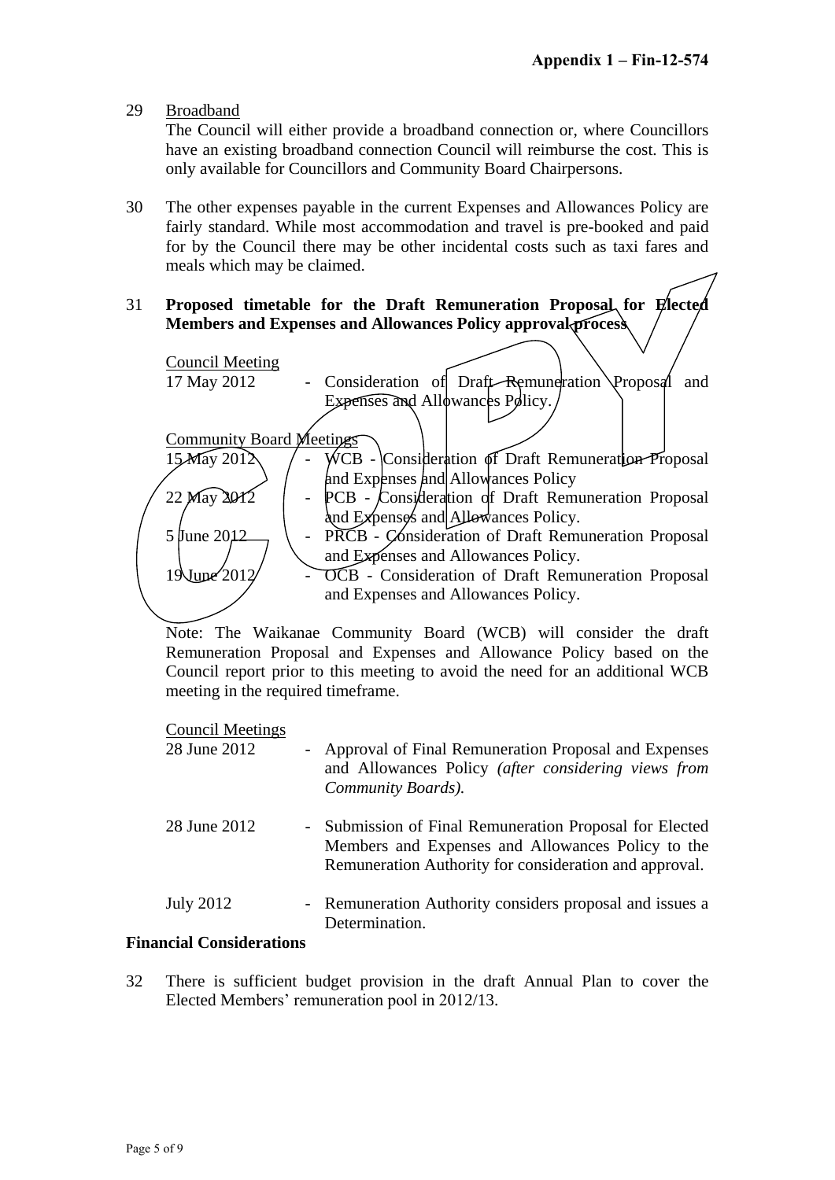**Appendix 1 – Fin-12-574**

29 Broadband

The Council will either provide a broadband connection or, where Councillors have an existing broadband connection Council will reimburse the cost. This is only available for Councillors and Community Board Chairpersons.

30 The other expenses payable in the current Expenses and Allowances Policy are fairly standard. While most accommodation and travel is pre-booked and paid for by the Council there may be other incidental costs such as taxi fares and meals which may be claimed.

31 **Proposed timetable for the Draft Remuneration Proposal for Elected Members and Expenses and Allowances Policy approval process**

Council Meeting

| | | |
|---|---|---|
| 17 May 2012 | - | Consideration of Draft Remuneration Proposal and Expenses and Allowances Policy. |

Community Board Meetings

| | | |
|---|---|---|
| 15 May 2012 | - | WCB - Consideration of Draft Remuneration Proposal and Expenses and Allowances Policy |
| 22 May 2012 | - | PCB - Consideration of Draft Remuneration Proposal and Expenses and Allowances Policy. |
| 5 June 2012 | - | PRCB - Consideration of Draft Remuneration Proposal and Expenses and Allowances Policy. |
| 19 June 2012 | - | OCB - Consideration of Draft Remuneration Proposal and Expenses and Allowances Policy. |

Note: The Waikanae Community Board (WCB) will consider the draft Remuneration Proposal and Expenses and Allowance Policy based on the Council report prior to this meeting to avoid the need for an additional WCB meeting in the required timeframe.

Council Meetings

| | | |
|---|---|---|
| 28 June 2012 | - | Approval of Final Remuneration Proposal and Expenses and Allowances Policy *(after considering views from Community Boards).* |
| 28 June 2012 | - | Submission of Final Remuneration Proposal for Elected Members and Expenses and Allowances Policy to the Remuneration Authority for consideration and approval. |
| July 2012 | - | Remuneration Authority considers proposal and issues a Determination. |

**Financial Considerations**

32 There is sufficient budget provision in the draft Annual Plan to cover the Elected Members' remuneration pool in 2012/13.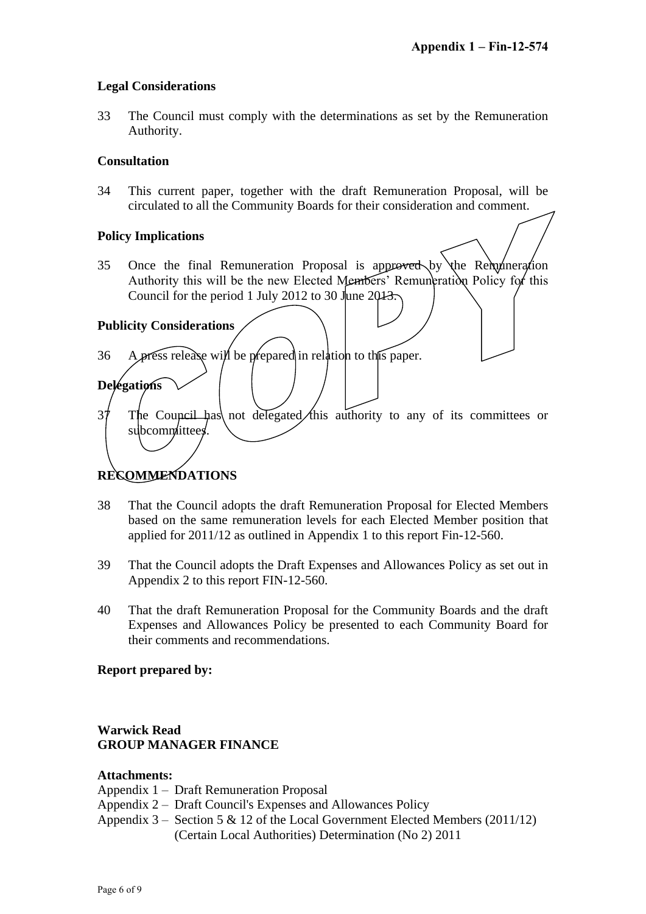**Appendix 1 – Fin-12-574**

### Legal Considerations

33 The Council must comply with the determinations as set by the Remuneration Authority.

### Consultation

34 This current paper, together with the draft Remuneration Proposal, will be circulated to all the Community Boards for their consideration and comment.

### Policy Implications

35 Once the final Remuneration Proposal is approved by the Remuneration Authority this will be the new Elected Members' Remuneration Policy for this Council for the period 1 July 2012 to 30 June 2013.

### Publicity Considerations

36 A press release will be prepared in relation to this paper.

### Delegations

37 The Council has not delegated this authority to any of its committees or subcommittees.

## RECOMMENDATIONS

38 That the Council adopts the draft Remuneration Proposal for Elected Members based on the same remuneration levels for each Elected Member position that applied for 2011/12 as outlined in Appendix 1 to this report Fin-12-560.

39 That the Council adopts the Draft Expenses and Allowances Policy as set out in Appendix 2 to this report FIN-12-560.

40 That the draft Remuneration Proposal for the Community Boards and the draft Expenses and Allowances Policy be presented to each Community Board for their comments and recommendations.

**Report prepared by:**

**Warwick Read**
**GROUP MANAGER FINANCE**

**Attachments:**
Appendix 1 – Draft Remuneration Proposal
Appendix 2 – Draft Council's Expenses and Allowances Policy
Appendix 3 – Section 5 & 12 of the Local Government Elected Members (2011/12) (Certain Local Authorities) Determination (No 2) 2011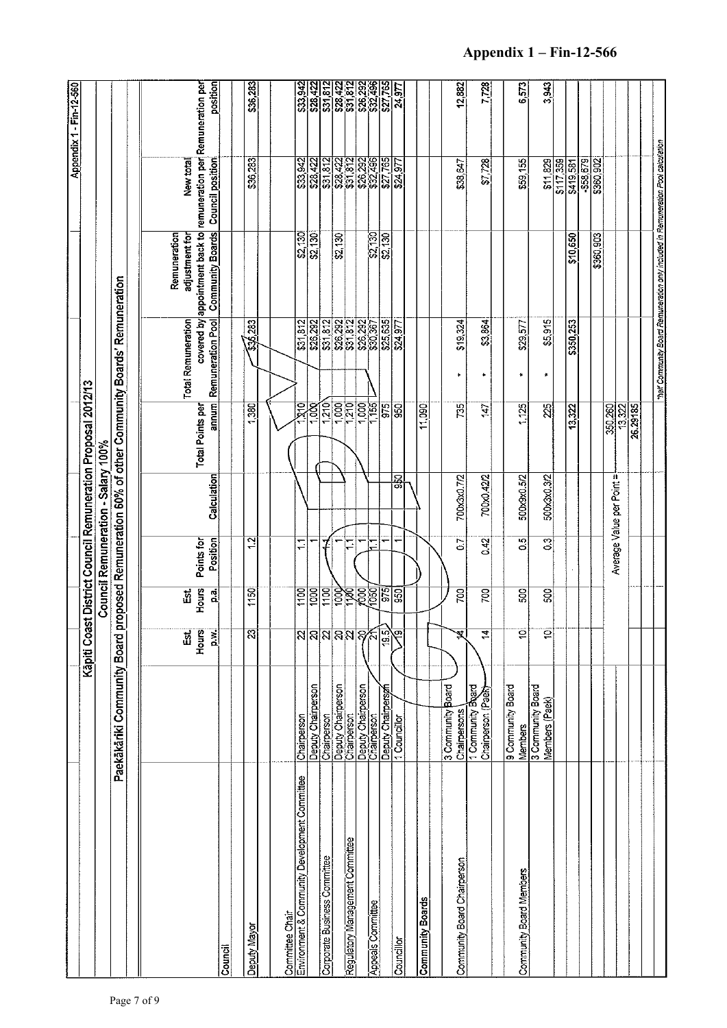**Appendix 1 – Fin-12-566**

Appendix 1 - Fin-12-560

## Kāpiti Coast District Council Remuneration Proposal 2012/13

### Council Remuneration - Salary 100%

### Paekākāriki Community Board proposed Remuneration 60% of other Community Boards' Remuneration

| | | Est. Hours p.w. | Est. Hours p.a. | Points for Position | Calculation | Total Points per annum | Total Remuneration covered by Remuneration Pool | Remuneration adjustment for appointment back to Community Boards | New total remuneration per Council position | Remuneration per position |
|---|---|---|---|---|---|---|---|---|---|---|
| **Council** | | | | | | | | | | |
| Deputy Mayor | | 23 | 1150 | 1.2 | | 1,380 | $36,283 | | $36,283 | $36,283 |
| Committee Chair | | | | | | | | | | |
| Environment & Community Development Committee | Chairperson | 22 | 1100 | 1.1 | | 1,210 | $31,812 | $2,130 | $33,942 | $33,942 |
| | Deputy Chairperson | 20 | 1000 | 1 | | 1,000 | $26,292 | $2,130 | $28,422 | $28,422 |
| Corporate Business Committee | Chairperson | 22 | 1100 | 1.1 | | 1,210 | $31,812 | | $31,812 | $31,812 |
| | Deputy Chairperson | 20 | 1000 | 1 | | 1,000 | $26,292 | $2,130 | $28,422 | $28,422 |
| Regulatory Management Committee | Chairperson | 22 | 1100 | 1.1 | | 1,210 | $31,812 | | $31,812 | $31,812 |
| | Deputy Chairperson | 20 | 1000 | 1 | | 1,000 | $26,292 | | $26,292 | $26,292 |
| Appeals Committee | Chairperson | 21 | 1050 | 1.1 | | 1,155 | $30,367 | $2,130 | $32,496 | $32,496 |
| | Deputy Chairperson | 19.5 | 975 | 1 | | 975 | $25,635 | $2,130 | $27,765 | $27,765 |
| Councillor | 1 Councillor | 19 | 950 | 1 | 950 | 950 | $24,977 | | $24,977 | 24,977 |
| | | | | | | 11,090 | | | | |
| **Community Boards** | | | | | | | | | | |
| Community Board Chairperson | 3 Community Board Chairpersons | 14 | 700 | 0.7 | 700x3x0.7/2 | 735 | * $19,324 | | $38,647 | 12,882 |
| | 1 Community Board Chairperson (Paek) | 14 | 700 | 0.42 | 700x0.42/2 | 147 | * $3,864 | | $7,728 | 7,728 |
| Community Board Members | 9 Community Board Members | 10 | 500 | 0.5 | 500x9x0.5/2 | 1,125 | * $29,577 | | $59,155 | 6,573 |
| | 3 Community Board Members (Paek) | 10 | 500 | 0.3 | 500x3x0.3/2 | 225 | * $5,915 | | $11,829 | 3,943 |
| | | | | | | 13,322 | $350,253 | $10,650 | $117,359 | |
| | | | | | | | | | $419,581 | |
| | | | | | | | | | -$58,679 | |
| | | | | Average Value per Point = | | 350,260 | | $360,903 | $360,902 | |
| | | | | | | 13,322 | | | | |
| | | | | | | 26.29185 | | | | |

*half Community Board Remuneration only included in Remuneration Pool calculation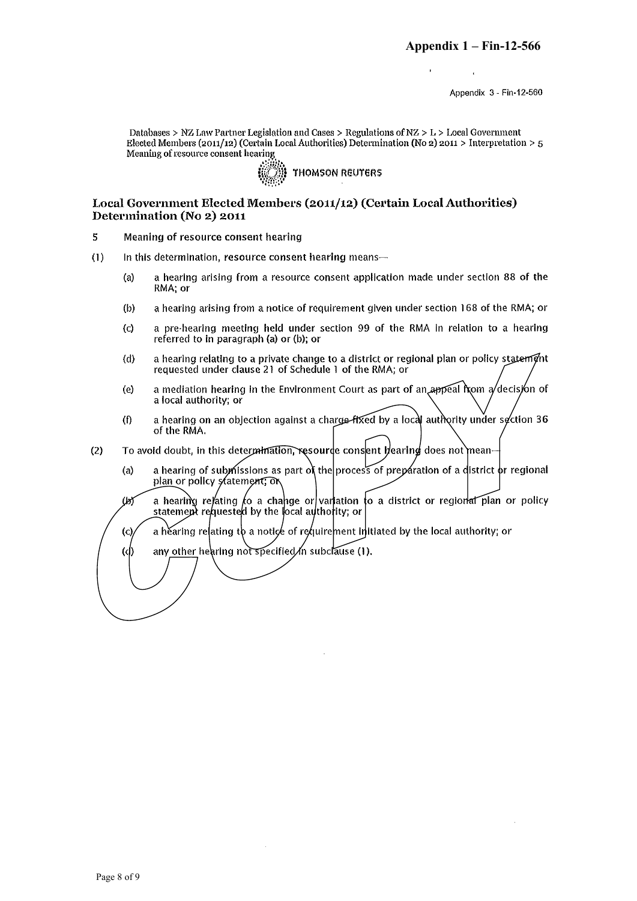**Appendix 1 – Fin-12-566**

Appendix 3 - Fin-12-560

Databases > NZ Law Partner Legislation and Cases > Regulations of NZ > L > Local Government Elected Members (2011/12) (Certain Local Authorities) Determination (No 2) 2011 > Interpretation > 5 Meaning of resource consent hearing

THOMSON REUTERS

## Local Government Elected Members (2011/12) (Certain Local Authorities) Determination (No 2) 2011

**5 Meaning of resource consent hearing**

(1) In this determination, **resource consent hearing** means—

- (a) a hearing arising from a resource consent application made under section 88 of the RMA; or
- (b) a hearing arising from a notice of requirement given under section 168 of the RMA; or
- (c) a pre-hearing meeting held under section 99 of the RMA in relation to a hearing referred to in paragraph (a) or (b); or
- (d) a hearing relating to a private change to a district or regional plan or policy statement requested under clause 21 of Schedule 1 of the RMA; or
- (e) a mediation hearing in the Environment Court as part of an appeal from a decision of a local authority; or
- (f) a hearing on an objection against a charge fixed by a local authority under section 36 of the RMA.

(2) To avoid doubt, in this determination, resource consent hearing does not mean—

- (a) a hearing of submissions as part of the process of preparation of a district or regional plan or policy statement; or
- (b) a hearing relating to a change or variation to a district or regional plan or policy statement requested by the local authority; or
- (c) a hearing relating to a notice of requirement initiated by the local authority; or
- (d) any other hearing not specified in subclause (1).

COPY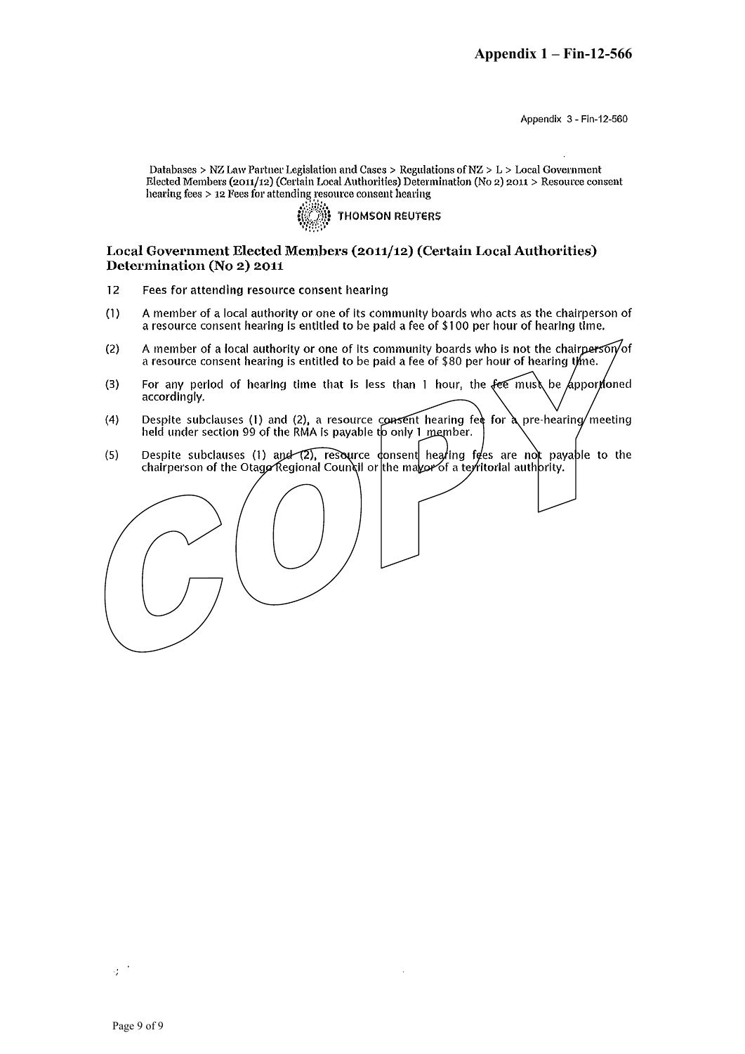Appendix 1 – Fin-12-566

Appendix 3 - Fin-12-560

Databases > NZ Law Partner Legislation and Cases > Regulations of NZ > L > Local Government Elected Members (2011/12) (Certain Local Authorities) Determination (No 2) 2011 > Resource consent hearing fees > 12 Fees for attending resource consent hearing

THOMSON REUTERS

## Local Government Elected Members (2011/12) (Certain Local Authorities) Determination (No 2) 2011

12 Fees for attending resource consent hearing

(1) A member of a local authority or one of its community boards who acts as the chairperson of a resource consent hearing is entitled to be paid a fee of $100 per hour of hearing time.

(2) A member of a local authority or one of its community boards who is not the chairperson of a resource consent hearing is entitled to be paid a fee of $80 per hour of hearing time.

(3) For any period of hearing time that is less than 1 hour, the fee must be apportioned accordingly.

(4) Despite subclauses (1) and (2), a resource consent hearing fee for a pre-hearing meeting held under section 99 of the RMA is payable to only 1 member.

(5) Despite subclauses (1) and (2), resource consent hearing fees are not payable to the chairperson of the Otago Regional Council or the mayor of a territorial authority.

COPY